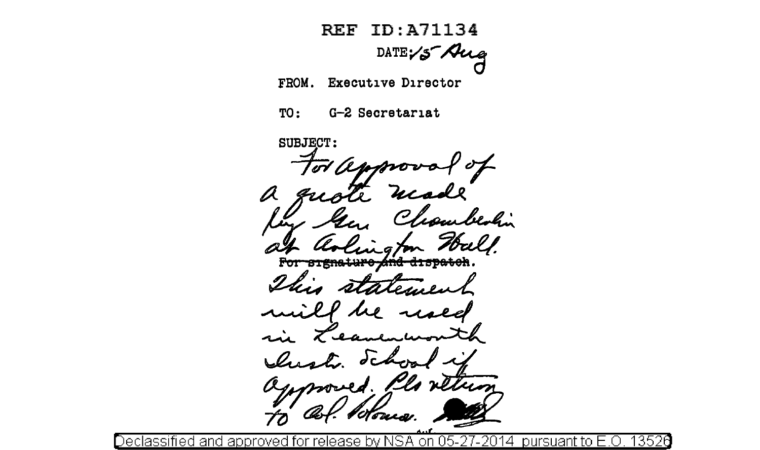REF ID:A71134

DATE: 15 Aug

FROM. Executive Director

TO: G-2 Secretariat

SUBJECT:

For approval of a quote made by Gen. Chamberlin at Arlington Hall.

~~For signature and dispatch.~~

This statement will be used in Leavenworth Instr. School if approved. Pls return to Col. Solomon.

Declassified and approved for release by NSA on 05-27-2014 pursuant to E.O. 13526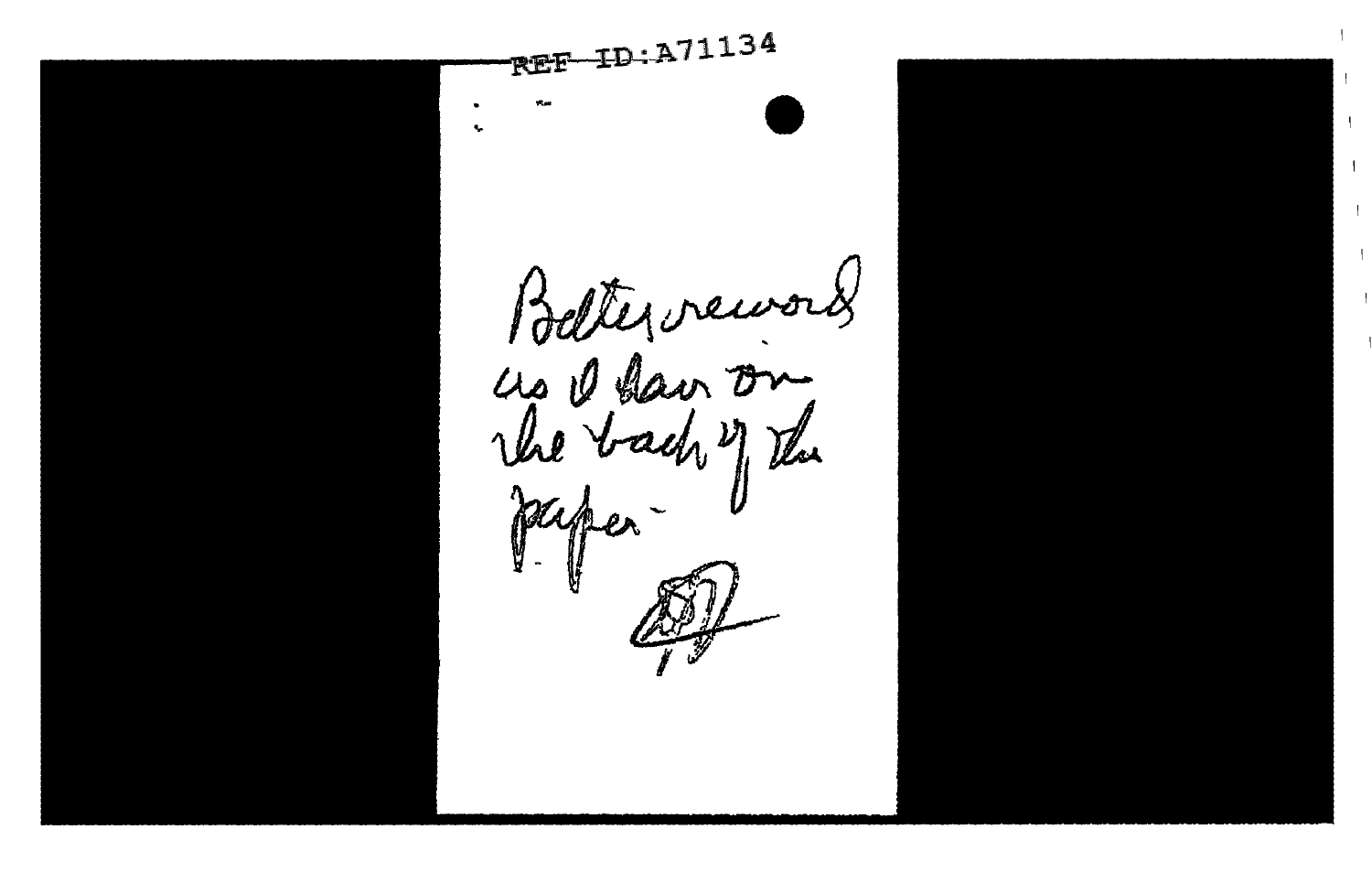REF ID:A71134

Better reword
as I have on
the back of the
paper -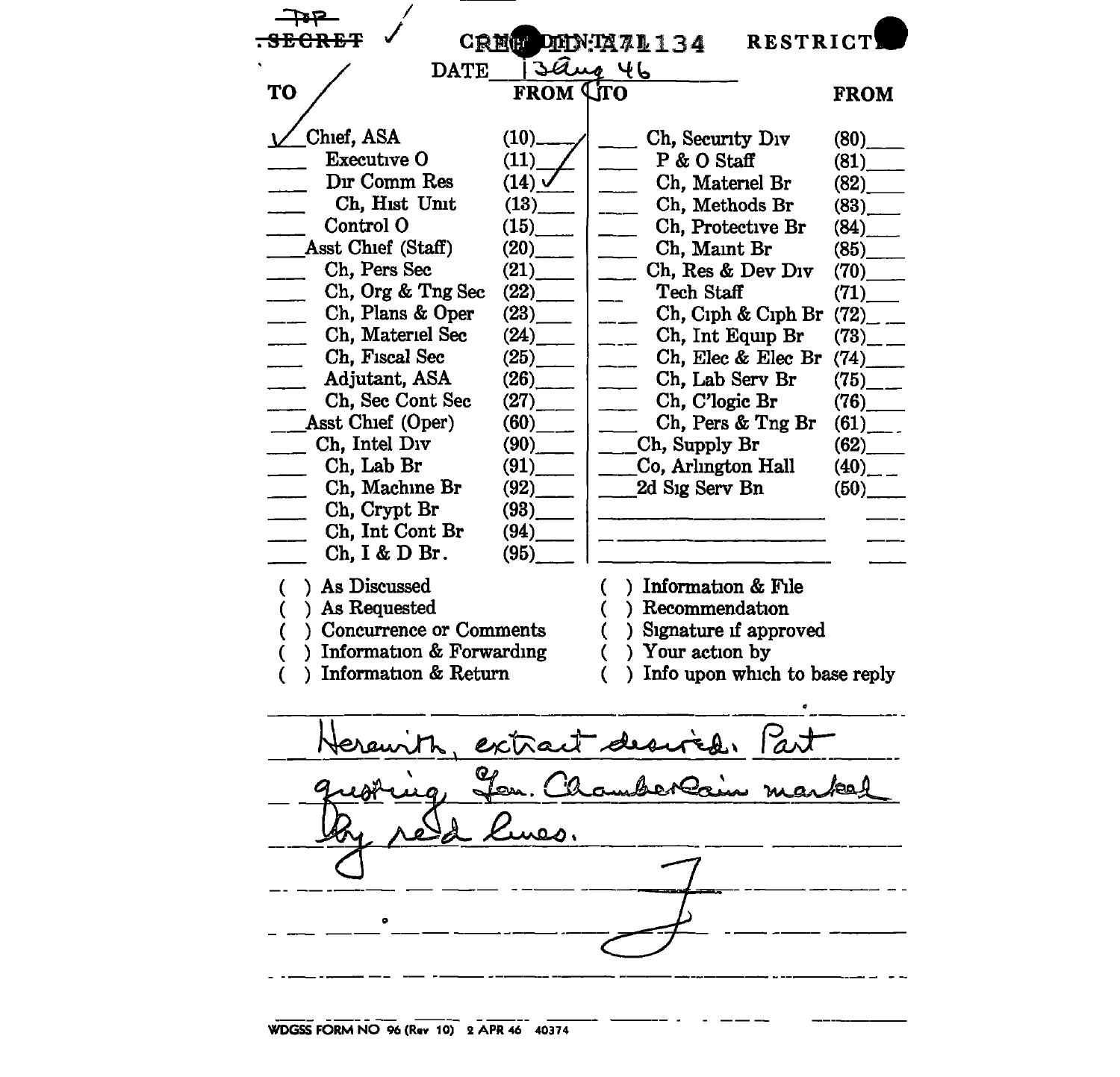~~TOP~~ ~~SECRET~~ ✓ REF ID:A71134 RESTRICTED

DATE 13 Aug 46

| TO | | FROM | TO | | FROM |
|---|---|---|---|---|---|
| ✓ | Chief, ASA | (10) | | Ch, Security Div | (80) |
| | Executive O | (11) ✓ | | P & O Staff | (81) |
| | Dir Comm Res | (14) ✓ | | Ch, Materiel Br | (82) |
| | Ch, Hist Unit | (13) | | Ch, Methods Br | (83) |
| | Control O | (15) | | Ch, Protective Br | (84) |
| | Asst Chief (Staff) | (20) | | Ch, Maint Br | (85) |
| | Ch, Pers Sec | (21) | | Ch, Res & Dev Div | (70) |
| | Ch, Org & Tng Sec | (22) | | Tech Staff | (71) |
| | Ch, Plans & Oper | (23) | | Ch, Ciph & Ciph Br | (72) |
| | Ch, Materiel Sec | (24) | | Ch, Int Equip Br | (73) |
| | Ch, Fiscal Sec | (25) | | Ch, Elec & Elec Br | (74) |
| | Adjutant, ASA | (26) | | Ch, Lab Serv Br | (75) |
| | Ch, Sec Cont Sec | (27) | | Ch, C'logic Br | (76) |
| | Asst Chief (Oper) | (60) | | Ch, Pers & Tng Br | (61) |
| | Ch, Intel Div | (90) | | Ch, Supply Br | (62) |
| | Ch, Lab Br | (91) | | Co, Arlington Hall | (40) |
| | Ch, Machine Br | (92) | | 2d Sig Serv Bn | (50) |
| | Ch, Crypt Br | (93) | | | |
| | Ch, Int Cont Br | (94) | | | |
| | Ch, I & D Br. | (95) | | | |

( ) As Discussed
( ) As Requested
( ) Concurrence or Comments
( ) Information & Forwarding
( ) Information & Return
( ) Information & File
( ) Recommendation
( ) Signature if approved
( ) Your action by
( ) Info upon which to base reply

Herewith, extract desired. Part quoting Gen. Chamberlain marked by red lines.

J

WDGSS FORM NO 96 (Rev 10) 2 APR 46 40374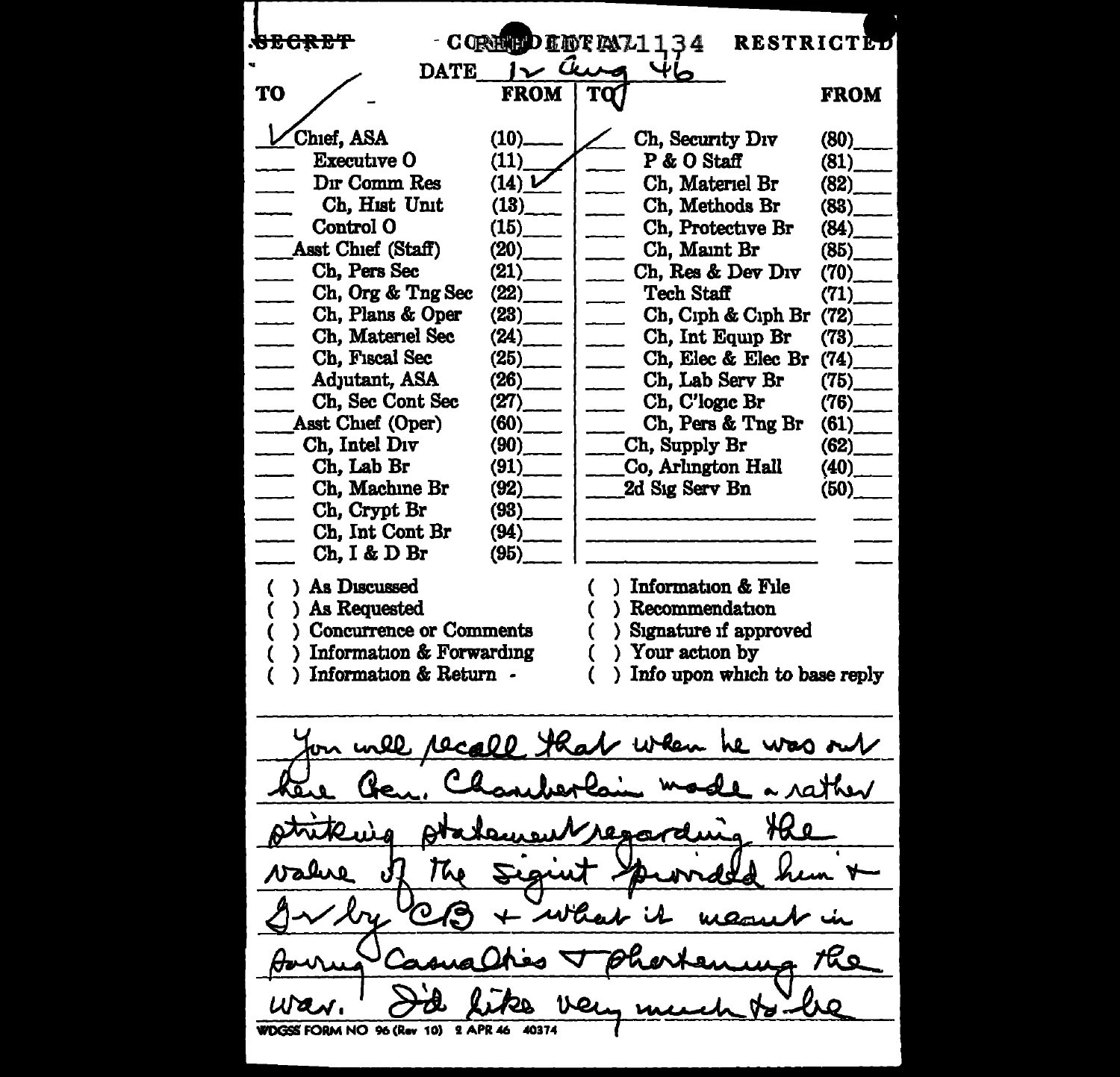~~SECRET~~ CONFIDENTIAL 71134 RESTRICTED

DATE 12 Aug 46

| TO | | FROM | TO | | FROM |
|---|---|---|---|---|---|
| ✓ | Chief, ASA | (10) | / | Ch, Security Div | (80) |
| | Executive O | (11) | | P & O Staff | (81) |
| | Dir Comm Res | (14) ✓ | | Ch, Materiel Br | (82) |
| | Ch, Hist Unit | (13) | | Ch, Methods Br | (83) |
| | Control O | (15) | | Ch, Protective Br | (84) |
| | Asst Chief (Staff) | (20) | | Ch, Maint Br | (85) |
| | Ch, Pers Sec | (21) | | Ch, Res & Dev Div | (70) |
| | Ch, Org & Tng Sec | (22) | | Tech Staff | (71) |
| | Ch, Plans & Oper | (23) | | Ch, Ciph & Ciph Br | (72) |
| | Ch, Materiel Sec | (24) | | Ch, Int Equip Br | (73) |
| | Ch, Fiscal Sec | (25) | | Ch, Elec & Elec Br | (74) |
| | Adjutant, ASA | (26) | | Ch, Lab Serv Br | (75) |
| | Ch, Sec Cont Sec | (27) | | Ch, C'logic Br | (76) |
| | Asst Chief (Oper) | (60) | | Ch, Pers & Tng Br | (61) |
| | Ch, Intel Div | (90) | | Ch, Supply Br | (62) |
| | Ch, Lab Br | (91) | | Co, Arlington Hall | (40) |
| | Ch, Machine Br | (92) | | 2d Sig Serv Bn | (50) |
| | Ch, Crypt Br | (93) | | | |
| | Ch, Int Cont Br | (94) | | | |
| | Ch, I & D Br | (95) | | | |

( ) As Discussed
( ) As Requested
( ) Concurrence or Comments
( ) Information & Forwarding
( ) Information & Return
( ) Information & File
( ) Recommendation
( ) Signature if approved
( ) Your action by
( ) Info upon which to base reply

You will recall that when he was out here Gen. Chamberlain made a rather striking statement regarding the value of the sigint provided him & G-2 by CB & what it meant in saving casualties & shortening the war. I'd like very much to be

WDGSS FORM NO 96 (Rev 10) 2 APR 46 40374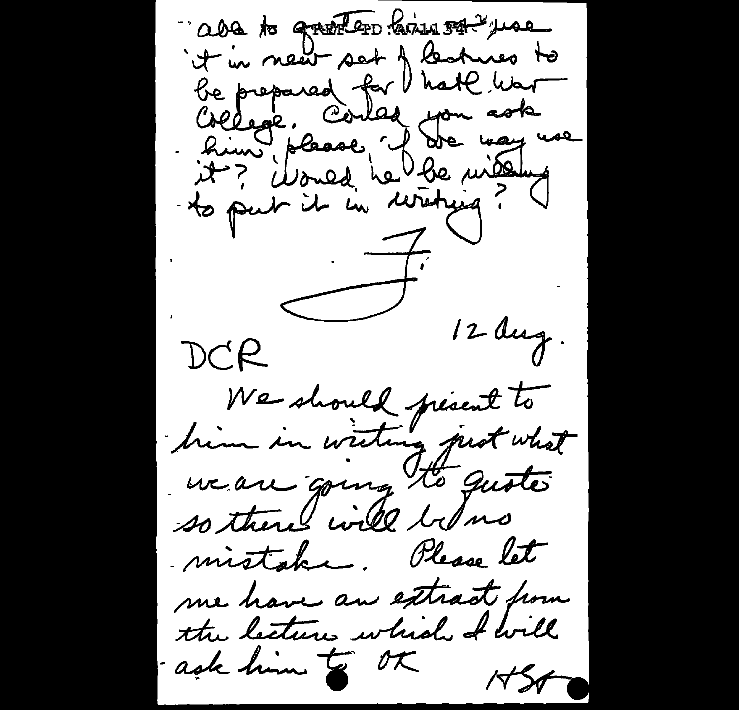able to quote him & use it in new set of lectures to be prepared for Natl War College. Could you ask him, please, if we may use it? Would he be willing to put it in writing?

F.

DCR 12 Aug.

We should present to him in writing just what we are going to quote so there will be no mistake. Please let me have an extract from the lecture which I will ask him to OK

HST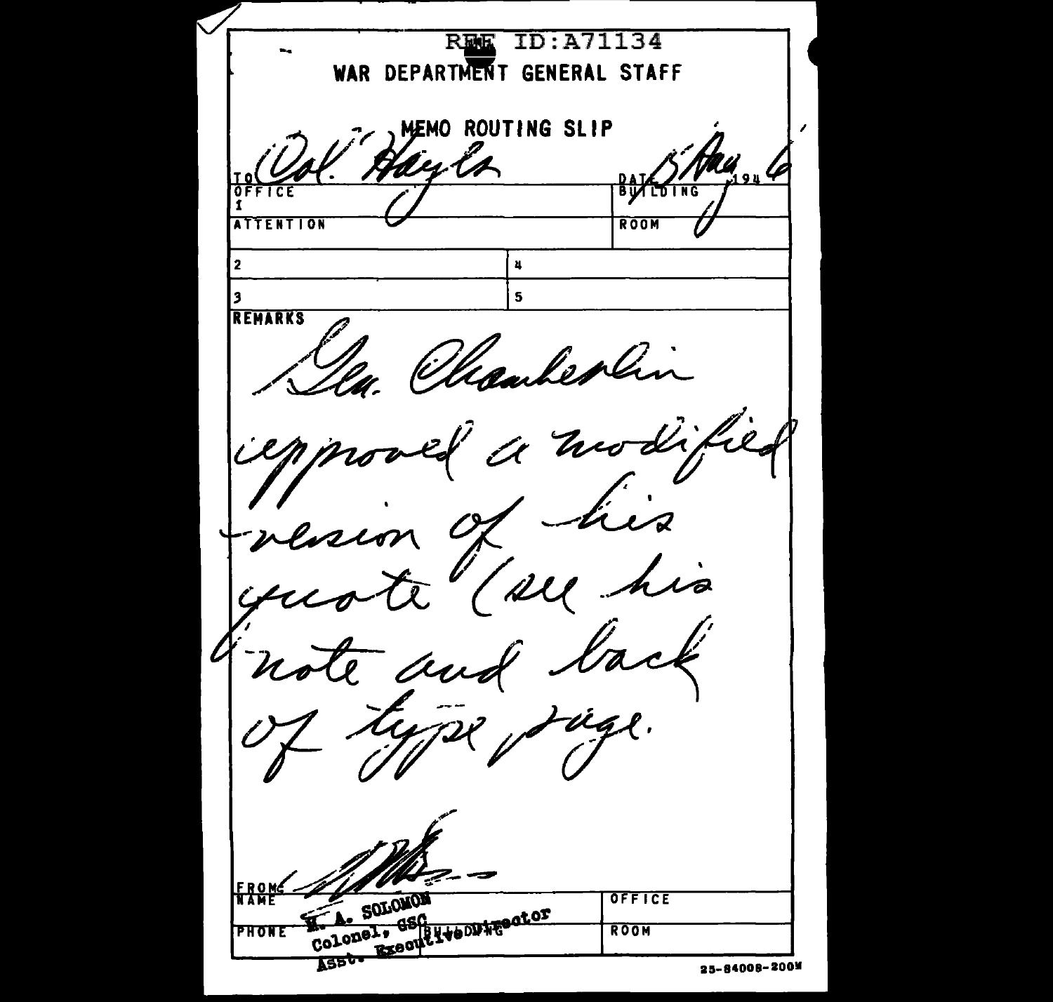REF ID:A71134

# WAR DEPARTMENT GENERAL STAFF

## MEMO ROUTING SLIP

| | |
|---|---|
| TO Col. Hayes | DATE 5 Aug 1946 |
| OFFICE 1 | BUILDING |
| ATTENTION | ROOM |
| 2 | 4 |
| 3 | 5 |

REMARKS

Gen. Chamberlin approved a modified version of his quote (see his note and back of type page.)

| | |
|---|---|
| FROM NAME M. A. SOLOMON Colonel, GSC Asst. Executive Director | OFFICE |
| PHONE | BUILDING | ROOM |

25-84008-200M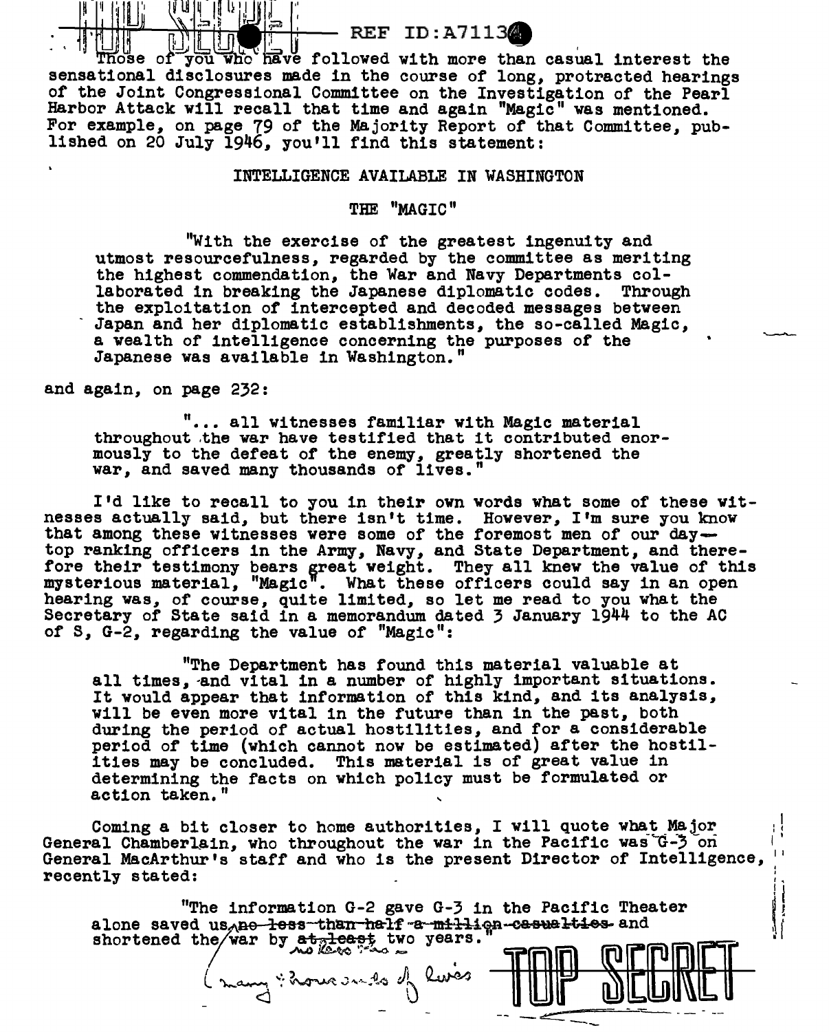Those of you who have followed with more than casual interest the sensational disclosures made in the course of long, protracted hearings of the Joint Congressional Committee on the Investigation of the Pearl Harbor Attack will recall that time and again "Magic" was mentioned. For example, on page 79 of the Majority Report of that Committee, published on 20 July 1946, you'll find this statement:

INTELLIGENCE AVAILABLE IN WASHINGTON

THE "MAGIC"

> "With the exercise of the greatest ingenuity and utmost resourcefulness, regarded by the committee as meriting the highest commendation, the War and Navy Departments collaborated in breaking the Japanese diplomatic codes. Through the exploitation of intercepted and decoded messages between Japan and her diplomatic establishments, the so-called Magic, a wealth of intelligence concerning the purposes of the Japanese was available in Washington."

and again, on page 232:

> "... all witnesses familiar with Magic material throughout the war have testified that it contributed enormously to the defeat of the enemy, greatly shortened the war, and saved many thousands of lives."

I'd like to recall to you in their own words what some of these witnesses actually said, but there isn't time. However, I'm sure you know that among these witnesses were some of the foremost men of our day— top ranking officers in the Army, Navy, and State Department, and therefore their testimony bears great weight. They all knew the value of this mysterious material, "Magic". What these officers could say in an open hearing was, of course, quite limited, so let me read to you what the Secretary of State said in a memorandum dated 3 January 1944 to the AC of S, G-2, regarding the value of "Magic":

> "The Department has found this material valuable at all times, and vital in a number of highly important situations. It would appear that information of this kind, and its analysis, will be even more vital in the future than in the past, both during the period of actual hostilities, and for a considerable period of time (which cannot now be estimated) after the hostilities may be concluded. This material is of great value in determining the facts on which policy must be formulated or action taken."

Coming a bit closer to home authorities, I will quote what Major General Chamberlain, who throughout the war in the Pacific was G-3 on General MacArthur's staff and who is the present Director of Intelligence, recently stated:

> "The information G-2 gave G-3 in the Pacific Theater alone saved us ~~no less than half a million casualties~~ (many thousands of lives) and shortened the war by ~~at least~~ no less than two years."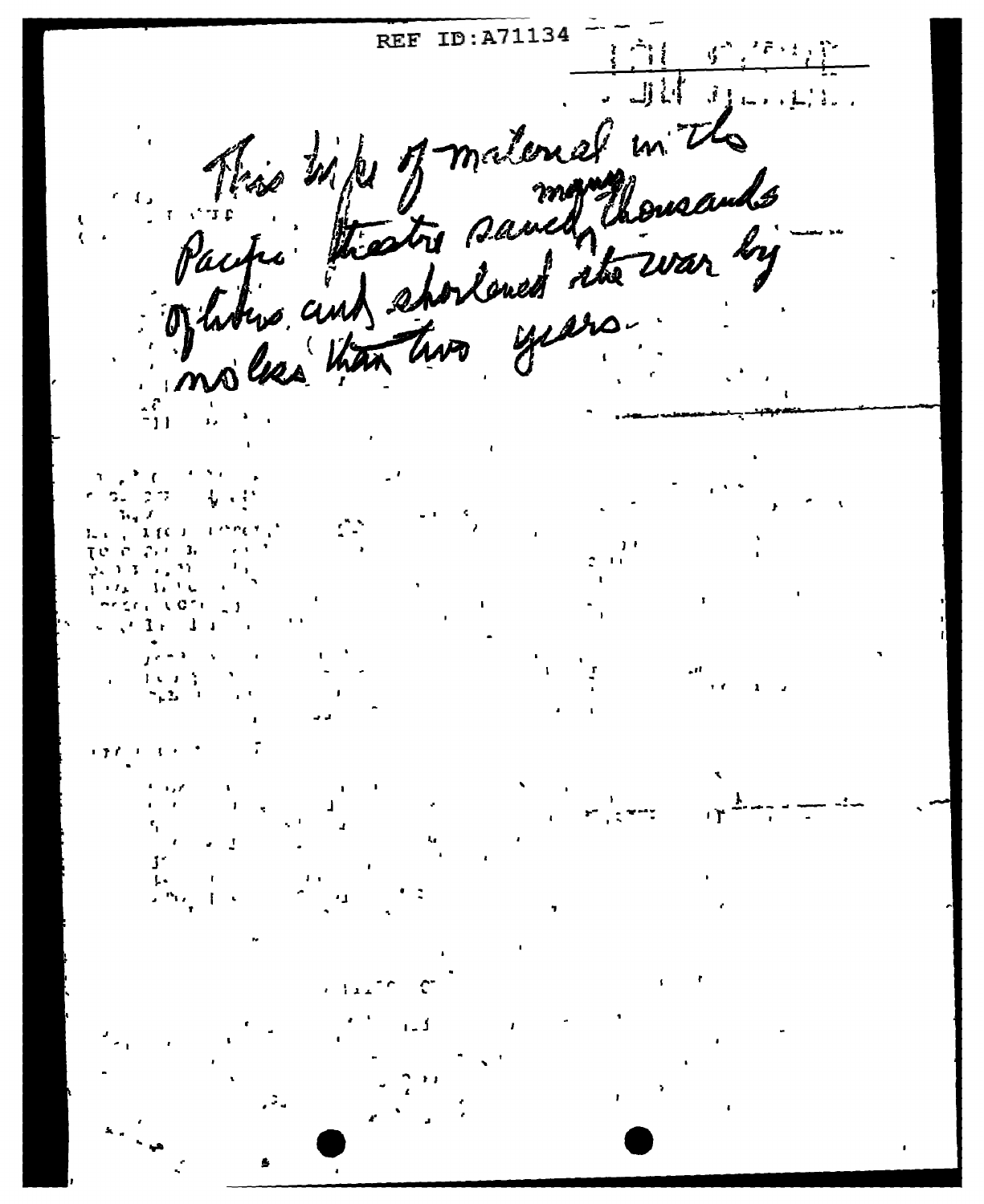This type of material in the Pacific theatre saved many thousands of lives and shortened the war by no less than two years.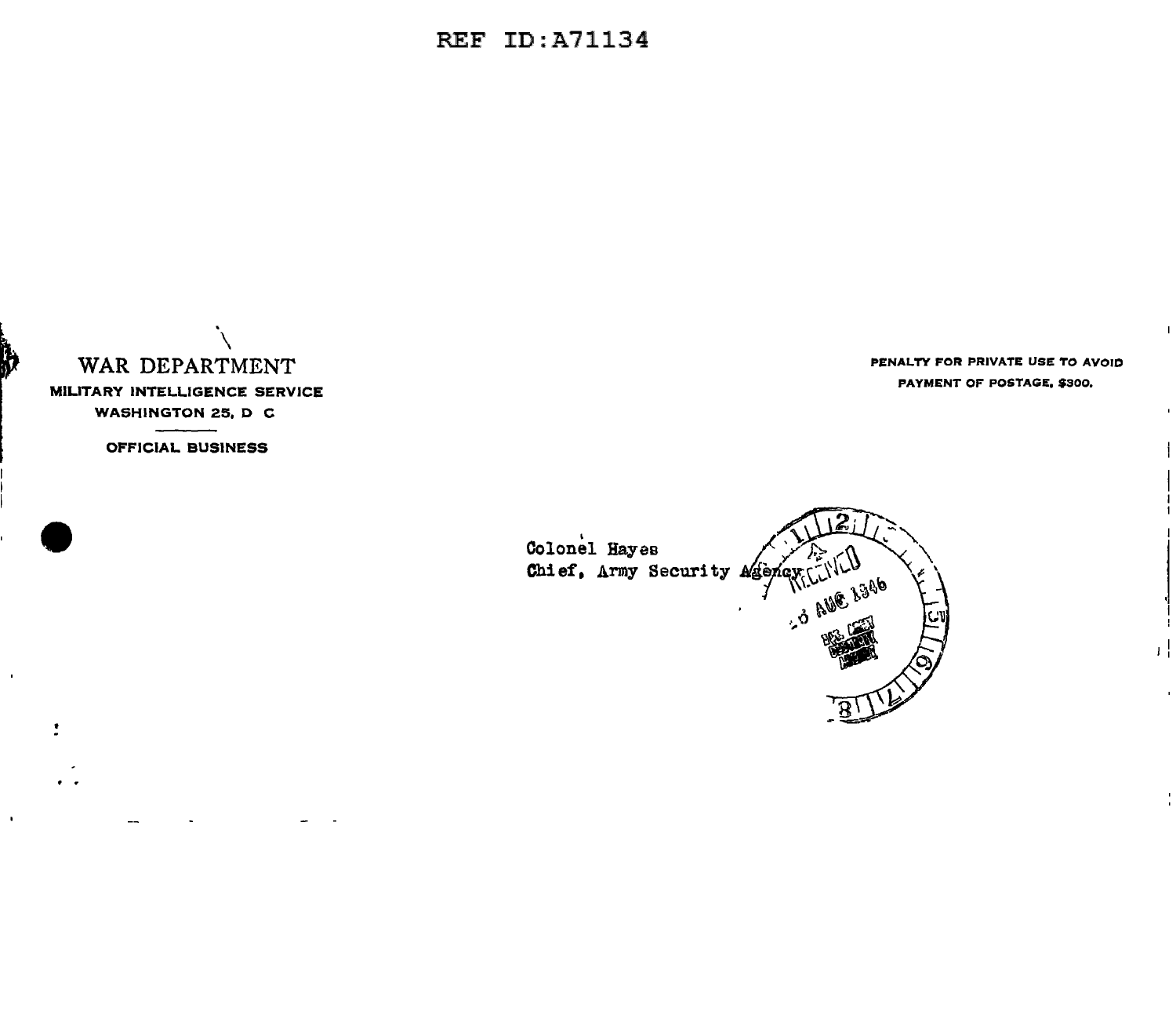REF ID:A71134

WAR DEPARTMENT
**MILITARY INTELLIGENCE SERVICE**
**WASHINGTON 25, D C**

**OFFICIAL BUSINESS**

**PENALTY FOR PRIVATE USE TO AVOID PAYMENT OF POSTAGE, $300.**

Colonel Hayes
Chief, Army Security Agency

RECEIVED
26 AUG 1946